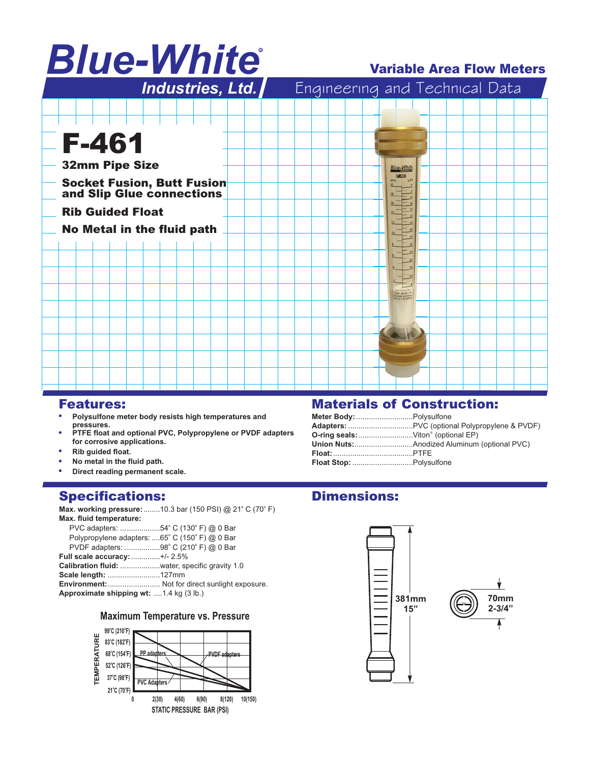# Blue-White® Industries, Ltd.

## Variable Area Flow Meters

Engineering and Technical Data

# F-461

**32mm Pipe Size**

**Socket Fusion, Butt Fusion and Slip Glue connections**

**Rib Guided Float**

**No Metal in the fluid path**

## Features:

- Polysulfone meter body resists high temperatures and pressures.
- PTFE float and optional PVC, Polypropylene or PVDF adapters for corrosive applications.
- Rib guided float.
- No metal in the fluid path.
- Direct reading permanent scale.

## Materials of Construction:

**Meter Body:**............................Polysulfone
**Adapters:**................................PVC (optional Polypropylene & PVDF)
**O-ring seals:**..........................Viton® (optional EP)
**Union Nuts:**............................Anodized Aluminum (optional PVC)
**Float:**.....................................PTFE
**Float Stop:**.............................Polysulfone

## Specifications:

**Max. working pressure:**........10.3 bar (150 PSI) @ 21° C (70° F)
**Max. fluid temperature:**
PVC adapters: ...................54° C (130° F) @ 0 Bar
Polypropylene adapters: ....65° C (150° F) @ 0 Bar
PVDF adapters: .................98° C (210° F) @ 0 Bar
**Full scale accuracy:**..............+/- 2.5%
**Calibration fluid:** ...................water, specific gravity 1.0
**Scale length:** .........................127mm
**Environment:**......................... Not for direct sunlight exposure.
**Approximate shipping wt:** ....1.4 kg (3 lb.)

### Maximum Temperature vs. Pressure

TEMPERATURE: 99°C (210°F), 83°C (182°F), 68°C (154°F), 52°C (126°F), 37°C (98°F), 21°C (70°F)

STATIC PRESSURE BAR (PSI): 0, 2(30), 4(60), 6(90), 8(120), 10(150)

PP adapters — PVDF adapters — PVC Adapters

## Dimensions:

381mm
15"

70mm
2-3/4"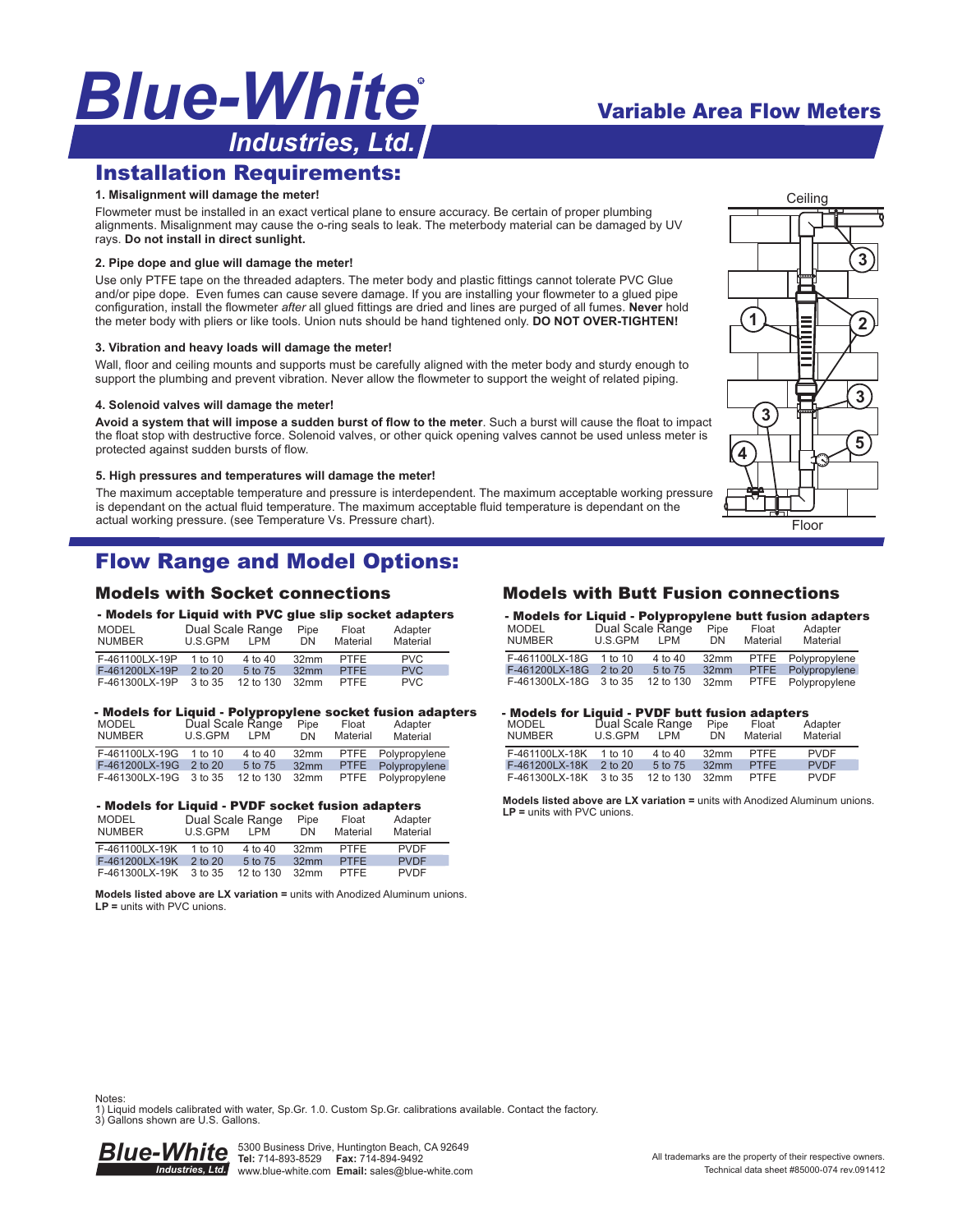# Blue-White® Industries, Ltd.

## Variable Area Flow Meters

## Installation Requirements:

**1. Misalignment will damage the meter!**

Flowmeter must be installed in an exact vertical plane to ensure accuracy. Be certain of proper plumbing alignments. Misalignment may cause the o-ring seals to leak. The meterbody material can be damaged by UV rays. **Do not install in direct sunlight.**

**2. Pipe dope and glue will damage the meter!**

Use only PTFE tape on the threaded adapters. The meter body and plastic fittings cannot tolerate PVC Glue and/or pipe dope. Even fumes can cause severe damage. If you are installing your flowmeter to a glued pipe configuration, install the flowmeter *after* all glued fittings are dried and lines are purged of all fumes. **Never** hold the meter body with pliers or like tools. Union nuts should be hand tightened only. **DO NOT OVER-TIGHTEN!**

**3. Vibration and heavy loads will damage the meter!**

Wall, floor and ceiling mounts and supports must be carefully aligned with the meter body and sturdy enough to support the plumbing and prevent vibration. Never allow the flowmeter to support the weight of related piping.

**4. Solenoid valves will damage the meter!**

**Avoid a system that will impose a sudden burst of flow to the meter**. Such a burst will cause the float to impact the float stop with destructive force. Solenoid valves, or other quick opening valves cannot be used unless meter is protected against sudden bursts of flow.

**5. High pressures and temperatures will damage the meter!**

The maximum acceptable temperature and pressure is interdependent. The maximum acceptable working pressure is dependant on the actual fluid temperature. The maximum acceptable fluid temperature is dependant on the actual working pressure. (see Temperature Vs. Pressure chart).

Ceiling

1
2
3
3
3
4
5

Floor

## Flow Range and Model Options:

### Models with Socket connections

**- Models for Liquid with PVC glue slip socket adapters**

| MODEL NUMBER | Dual Scale Range U.S.GPM | LPM | Pipe DN | Float Material | Adapter Material |
|---|---|---|---|---|---|
| F-461100LX-19P | 1 to 10 | 4 to 40 | 32mm | PTFE | PVC |
| F-461200LX-19P | 2 to 20 | 5 to 75 | 32mm | PTFE | PVC |
| F-461300LX-19P | 3 to 35 | 12 to 130 | 32mm | PTFE | PVC |

**- Models for Liquid - Polypropylene socket fusion adapters**

| MODEL NUMBER | Dual Scale Range U.S.GPM | LPM | Pipe DN | Float Material | Adapter Material |
|---|---|---|---|---|---|
| F-461100LX-19G | 1 to 10 | 4 to 40 | 32mm | PTFE | Polypropylene |
| F-461200LX-19G | 2 to 20 | 5 to 75 | 32mm | PTFE | Polypropylene |
| F-461300LX-19G | 3 to 35 | 12 to 130 | 32mm | PTFE | Polypropylene |

**- Models for Liquid - PVDF socket fusion adapters**

| MODEL NUMBER | Dual Scale Range U.S.GPM | LPM | Pipe DN | Float Material | Adapter Material |
|---|---|---|---|---|---|
| F-461100LX-19K | 1 to 10 | 4 to 40 | 32mm | PTFE | PVDF |
| F-461200LX-19K | 2 to 20 | 5 to 75 | 32mm | PTFE | PVDF |
| F-461300LX-19K | 3 to 35 | 12 to 130 | 32mm | PTFE | PVDF |

**Models listed above are LX variation =** units with Anodized Aluminum unions.
**LP =** units with PVC unions.

### Models with Butt Fusion connections

**- Models for Liquid - Polypropylene butt fusion adapters**

| MODEL NUMBER | Dual Scale Range U.S.GPM | LPM | Pipe DN | Float Material | Adapter Material |
|---|---|---|---|---|---|
| F-461100LX-18G | 1 to 10 | 4 to 40 | 32mm | PTFE | Polypropylene |
| F-461200LX-18G | 2 to 20 | 5 to 75 | 32mm | PTFE | Polypropylene |
| F-461300LX-18G | 3 to 35 | 12 to 130 | 32mm | PTFE | Polypropylene |

**- Models for Liquid - PVDF butt fusion adapters**

| MODEL NUMBER | Dual Scale Range U.S.GPM | LPM | Pipe DN | Float Material | Adapter Material |
|---|---|---|---|---|---|
| F-461100LX-18K | 1 to 10 | 4 to 40 | 32mm | PTFE | PVDF |
| F-461200LX-18K | 2 to 20 | 5 to 75 | 32mm | PTFE | PVDF |
| F-461300LX-18K | 3 to 35 | 12 to 130 | 32mm | PTFE | PVDF |

**Models listed above are LX variation =** units with Anodized Aluminum unions.
**LP =** units with PVC unions.

Notes:
1) Liquid models calibrated with water, Sp.Gr. 1.0. Custom Sp.Gr. calibrations available. Contact the factory.
3) Gallons shown are U.S. Gallons.

Blue-White Industries, Ltd.
5300 Business Drive, Huntington Beach, CA 92649
**Tel:** 714-893-8529 **Fax:** 714-894-9492
www.blue-white.com **Email:** sales@blue-white.com

All trademarks are the property of their respective owners.
Technical data sheet #85000-074 rev.091412